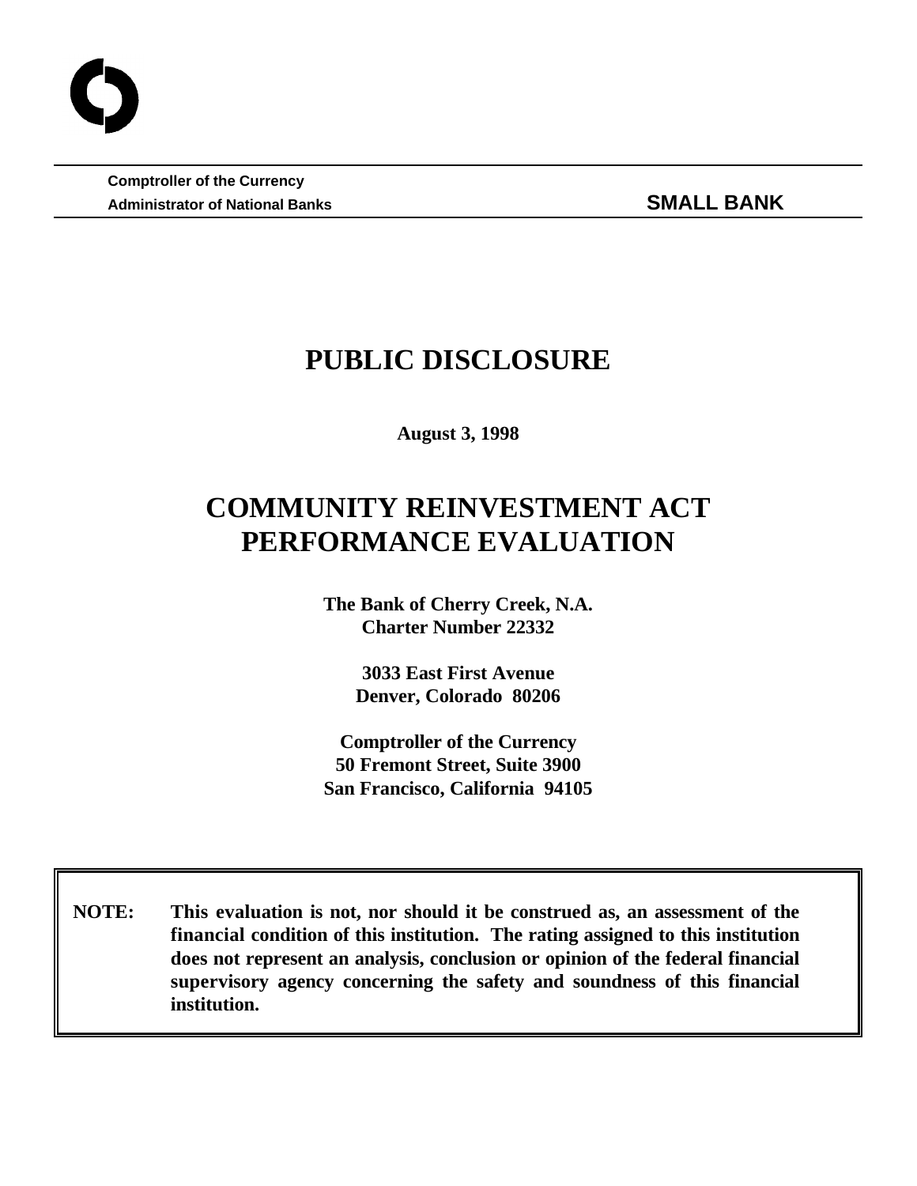**Comptroller of the Currency**
**Administrator of National Banks** **SMALL BANK**

# PUBLIC DISCLOSURE

**August 3, 1998**

# COMMUNITY REINVESTMENT ACT PERFORMANCE EVALUATION

**The Bank of Cherry Creek, N.A.**
**Charter Number 22332**

**3033 East First Avenue**
**Denver, Colorado 80206**

**Comptroller of the Currency**
**50 Fremont Street, Suite 3900**
**San Francisco, California 94105**

**NOTE: This evaluation is not, nor should it be construed as, an assessment of the financial condition of this institution. The rating assigned to this institution does not represent an analysis, conclusion or opinion of the federal financial supervisory agency concerning the safety and soundness of this financial institution.**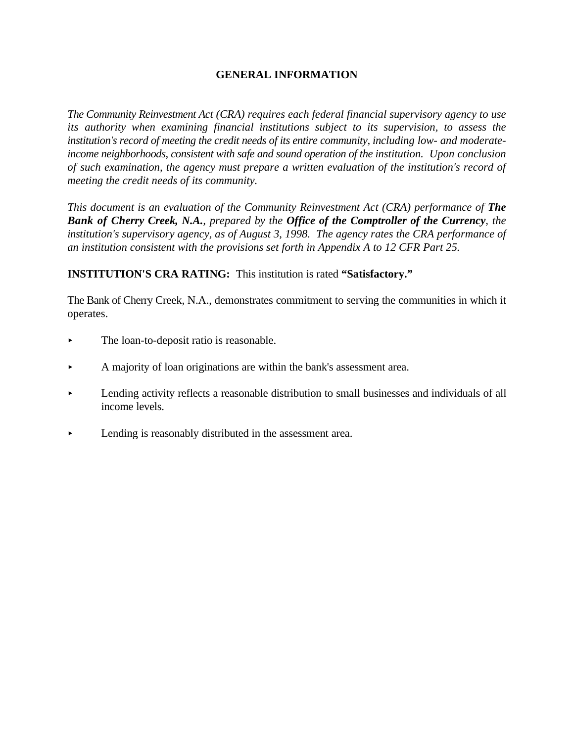## GENERAL INFORMATION

*The Community Reinvestment Act (CRA) requires each federal financial supervisory agency to use its authority when examining financial institutions subject to its supervision, to assess the institution's record of meeting the credit needs of its entire community, including low- and moderate-income neighborhoods, consistent with safe and sound operation of the institution. Upon conclusion of such examination, the agency must prepare a written evaluation of the institution's record of meeting the credit needs of its community.*

*This document is an evaluation of the Community Reinvestment Act (CRA) performance of* ***The Bank of Cherry Creek, N.A.****, prepared by the* ***Office of the Comptroller of the Currency****, the institution's supervisory agency, as of August 3, 1998. The agency rates the CRA performance of an institution consistent with the provisions set forth in Appendix A to 12 CFR Part 25.*

**INSTITUTION'S CRA RATING:** This institution is rated **"Satisfactory."**

The Bank of Cherry Creek, N.A., demonstrates commitment to serving the communities in which it operates.

- The loan-to-deposit ratio is reasonable.
- A majority of loan originations are within the bank's assessment area.
- Lending activity reflects a reasonable distribution to small businesses and individuals of all income levels.
- Lending is reasonably distributed in the assessment area.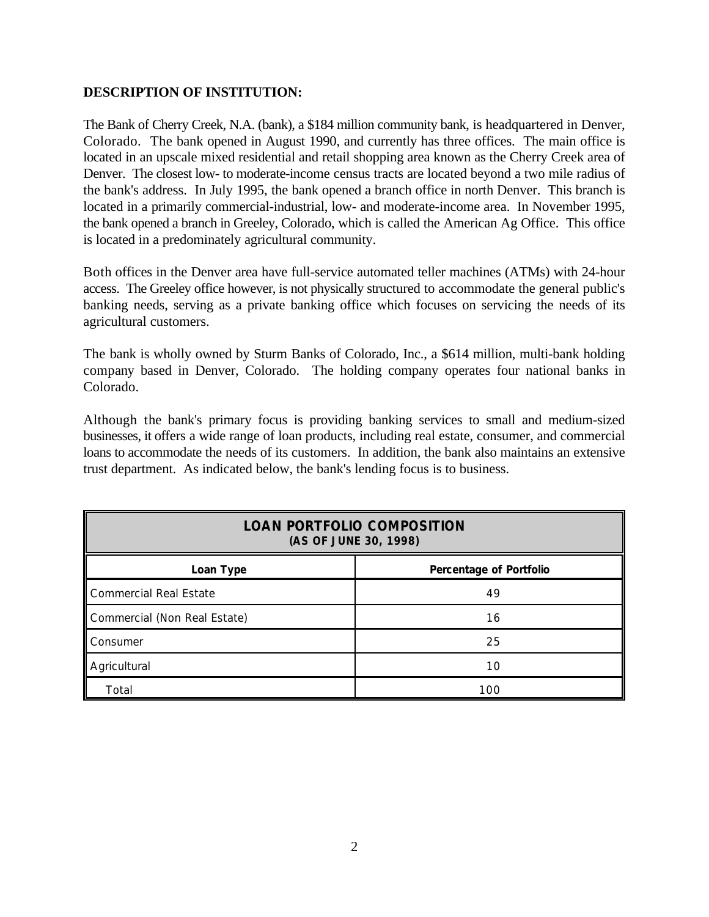**DESCRIPTION OF INSTITUTION:**

The Bank of Cherry Creek, N.A. (bank), a $184 million community bank, is headquartered in Denver, Colorado. The bank opened in August 1990, and currently has three offices. The main office is located in an upscale mixed residential and retail shopping area known as the Cherry Creek area of Denver. The closest low- to moderate-income census tracts are located beyond a two mile radius of the bank's address. In July 1995, the bank opened a branch office in north Denver. This branch is located in a primarily commercial-industrial, low- and moderate-income area. In November 1995, the bank opened a branch in Greeley, Colorado, which is called the American Ag Office. This office is located in a predominately agricultural community.

Both offices in the Denver area have full-service automated teller machines (ATMs) with 24-hour access. The Greeley office however, is not physically structured to accommodate the general public's banking needs, serving as a private banking office which focuses on servicing the needs of its agricultural customers.

The bank is wholly owned by Sturm Banks of Colorado, Inc., a $614 million, multi-bank holding company based in Denver, Colorado. The holding company operates four national banks in Colorado.

Although the bank's primary focus is providing banking services to small and medium-sized businesses, it offers a wide range of loan products, including real estate, consumer, and commercial loans to accommodate the needs of its customers. In addition, the bank also maintains an extensive trust department. As indicated below, the bank's lending focus is to business.

| LOAN PORTFOLIO COMPOSITION (AS OF JUNE 30, 1998) | |
|---|---|
| **Loan Type** | **Percentage of Portfolio** |
| Commercial Real Estate | 49 |
| Commercial (Non Real Estate) | 16 |
| Consumer | 25 |
| Agricultural | 10 |
| Total | 100 |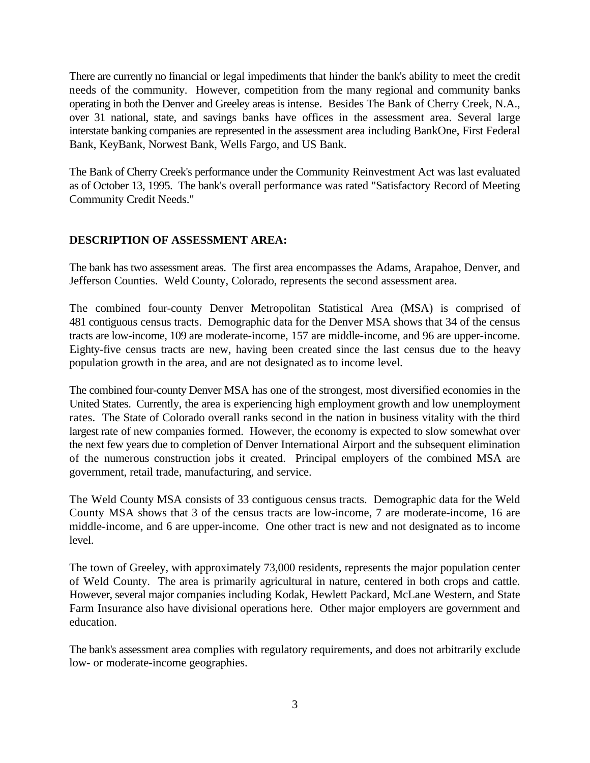There are currently no financial or legal impediments that hinder the bank's ability to meet the credit needs of the community. However, competition from the many regional and community banks operating in both the Denver and Greeley areas is intense. Besides The Bank of Cherry Creek, N.A., over 31 national, state, and savings banks have offices in the assessment area. Several large interstate banking companies are represented in the assessment area including BankOne, First Federal Bank, KeyBank, Norwest Bank, Wells Fargo, and US Bank.

The Bank of Cherry Creek's performance under the Community Reinvestment Act was last evaluated as of October 13, 1995. The bank's overall performance was rated "Satisfactory Record of Meeting Community Credit Needs."

**DESCRIPTION OF ASSESSMENT AREA:**

The bank has two assessment areas. The first area encompasses the Adams, Arapahoe, Denver, and Jefferson Counties. Weld County, Colorado, represents the second assessment area.

The combined four-county Denver Metropolitan Statistical Area (MSA) is comprised of 481 contiguous census tracts. Demographic data for the Denver MSA shows that 34 of the census tracts are low-income, 109 are moderate-income, 157 are middle-income, and 96 are upper-income. Eighty-five census tracts are new, having been created since the last census due to the heavy population growth in the area, and are not designated as to income level.

The combined four-county Denver MSA has one of the strongest, most diversified economies in the United States. Currently, the area is experiencing high employment growth and low unemployment rates. The State of Colorado overall ranks second in the nation in business vitality with the third largest rate of new companies formed. However, the economy is expected to slow somewhat over the next few years due to completion of Denver International Airport and the subsequent elimination of the numerous construction jobs it created. Principal employers of the combined MSA are government, retail trade, manufacturing, and service.

The Weld County MSA consists of 33 contiguous census tracts. Demographic data for the Weld County MSA shows that 3 of the census tracts are low-income, 7 are moderate-income, 16 are middle-income, and 6 are upper-income. One other tract is new and not designated as to income level.

The town of Greeley, with approximately 73,000 residents, represents the major population center of Weld County. The area is primarily agricultural in nature, centered in both crops and cattle. However, several major companies including Kodak, Hewlett Packard, McLane Western, and State Farm Insurance also have divisional operations here. Other major employers are government and education.

The bank's assessment area complies with regulatory requirements, and does not arbitrarily exclude low- or moderate-income geographies.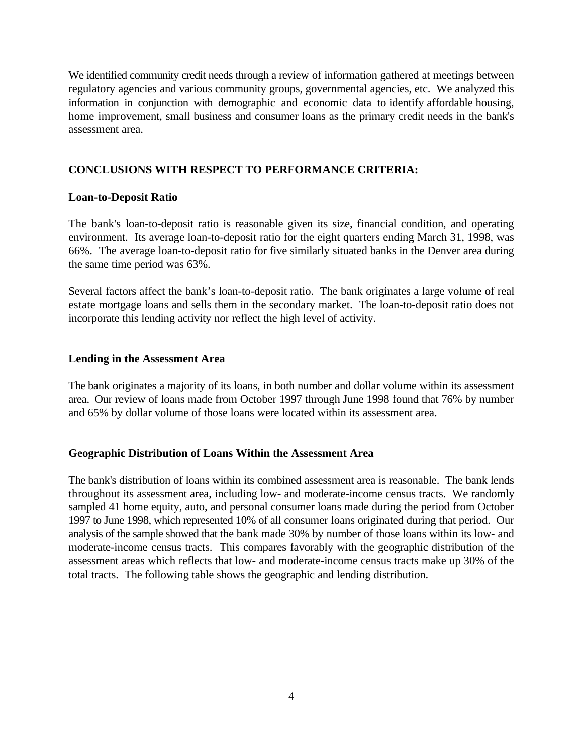We identified community credit needs through a review of information gathered at meetings between regulatory agencies and various community groups, governmental agencies, etc. We analyzed this information in conjunction with demographic and economic data to identify affordable housing, home improvement, small business and consumer loans as the primary credit needs in the bank's assessment area.

## CONCLUSIONS WITH RESPECT TO PERFORMANCE CRITERIA:

### Loan-to-Deposit Ratio

The bank's loan-to-deposit ratio is reasonable given its size, financial condition, and operating environment. Its average loan-to-deposit ratio for the eight quarters ending March 31, 1998, was 66%. The average loan-to-deposit ratio for five similarly situated banks in the Denver area during the same time period was 63%.

Several factors affect the bank's loan-to-deposit ratio. The bank originates a large volume of real estate mortgage loans and sells them in the secondary market. The loan-to-deposit ratio does not incorporate this lending activity nor reflect the high level of activity.

### Lending in the Assessment Area

The bank originates a majority of its loans, in both number and dollar volume within its assessment area. Our review of loans made from October 1997 through June 1998 found that 76% by number and 65% by dollar volume of those loans were located within its assessment area.

### Geographic Distribution of Loans Within the Assessment Area

The bank's distribution of loans within its combined assessment area is reasonable. The bank lends throughout its assessment area, including low- and moderate-income census tracts. We randomly sampled 41 home equity, auto, and personal consumer loans made during the period from October 1997 to June 1998, which represented 10% of all consumer loans originated during that period. Our analysis of the sample showed that the bank made 30% by number of those loans within its low- and moderate-income census tracts. This compares favorably with the geographic distribution of the assessment areas which reflects that low- and moderate-income census tracts make up 30% of the total tracts. The following table shows the geographic and lending distribution.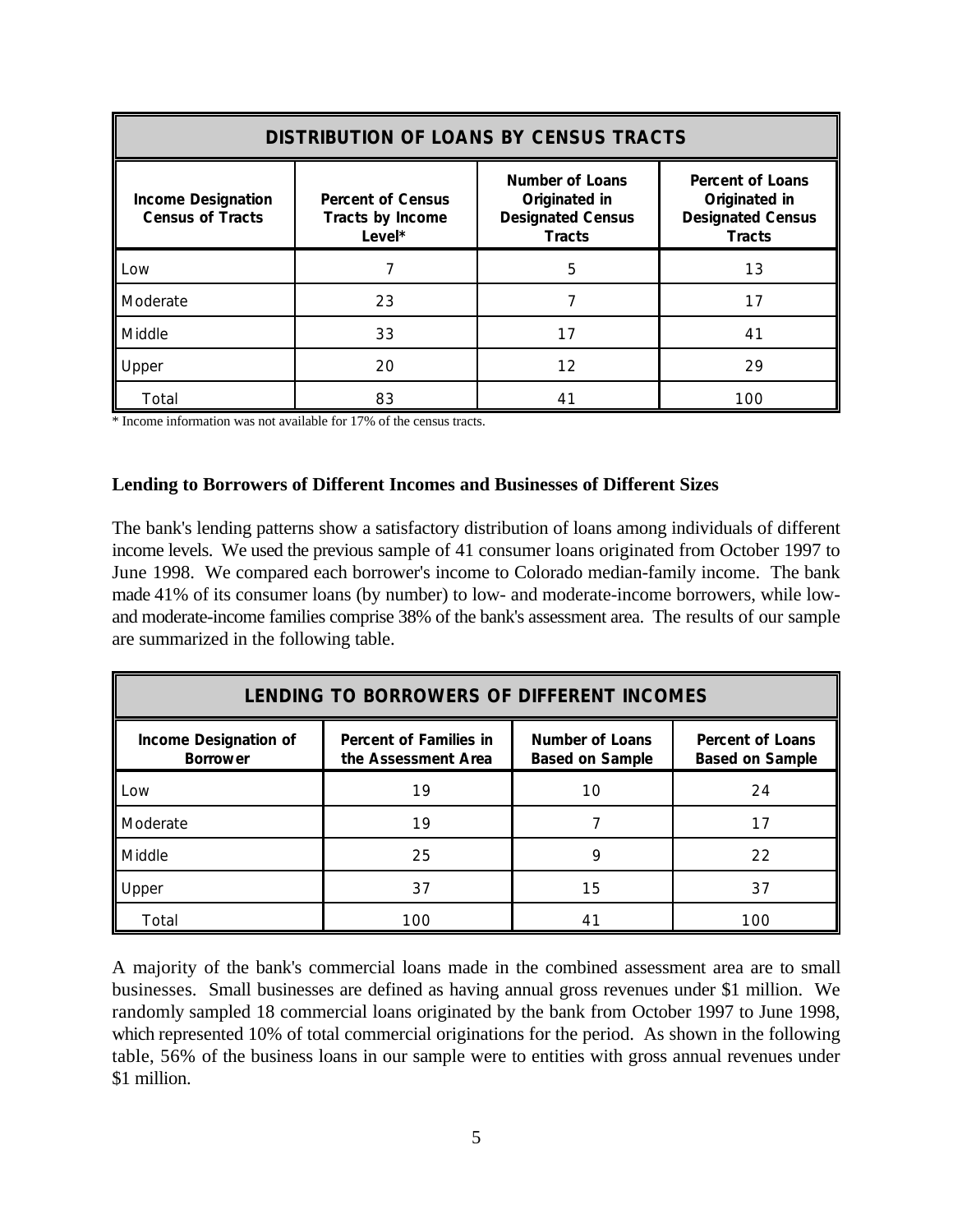| DISTRIBUTION OF LOANS BY CENSUS TRACTS | | | |
|---|---|---|---|
| **Income Designation Census of Tracts** | **Percent of Census Tracts by Income Level*** | **Number of Loans Originated in Designated Census Tracts** | **Percent of Loans Originated in Designated Census Tracts** |
| Low | 7 | 5 | 13 |
| Moderate | 23 | 7 | 17 |
| Middle | 33 | 17 | 41 |
| Upper | 20 | 12 | 29 |
| Total | 83 | 41 | 100 |

* Income information was not available for 17% of the census tracts.

**Lending to Borrowers of Different Incomes and Businesses of Different Sizes**

The bank's lending patterns show a satisfactory distribution of loans among individuals of different income levels. We used the previous sample of 41 consumer loans originated from October 1997 to June 1998. We compared each borrower's income to Colorado median-family income. The bank made 41% of its consumer loans (by number) to low- and moderate-income borrowers, while low- and moderate-income families comprise 38% of the bank's assessment area. The results of our sample are summarized in the following table.

| LENDING TO BORROWERS OF DIFFERENT INCOMES | | | |
|---|---|---|---|
| **Income Designation of Borrower** | **Percent of Families in the Assessment Area** | **Number of Loans Based on Sample** | **Percent of Loans Based on Sample** |
| Low | 19 | 10 | 24 |
| Moderate | 19 | 7 | 17 |
| Middle | 25 | 9 | 22 |
| Upper | 37 | 15 | 37 |
| Total | 100 | 41 | 100 |

A majority of the bank's commercial loans made in the combined assessment area are to small businesses. Small businesses are defined as having annual gross revenues under $1 million. We randomly sampled 18 commercial loans originated by the bank from October 1997 to June 1998, which represented 10% of total commercial originations for the period. As shown in the following table, 56% of the business loans in our sample were to entities with gross annual revenues under $1 million.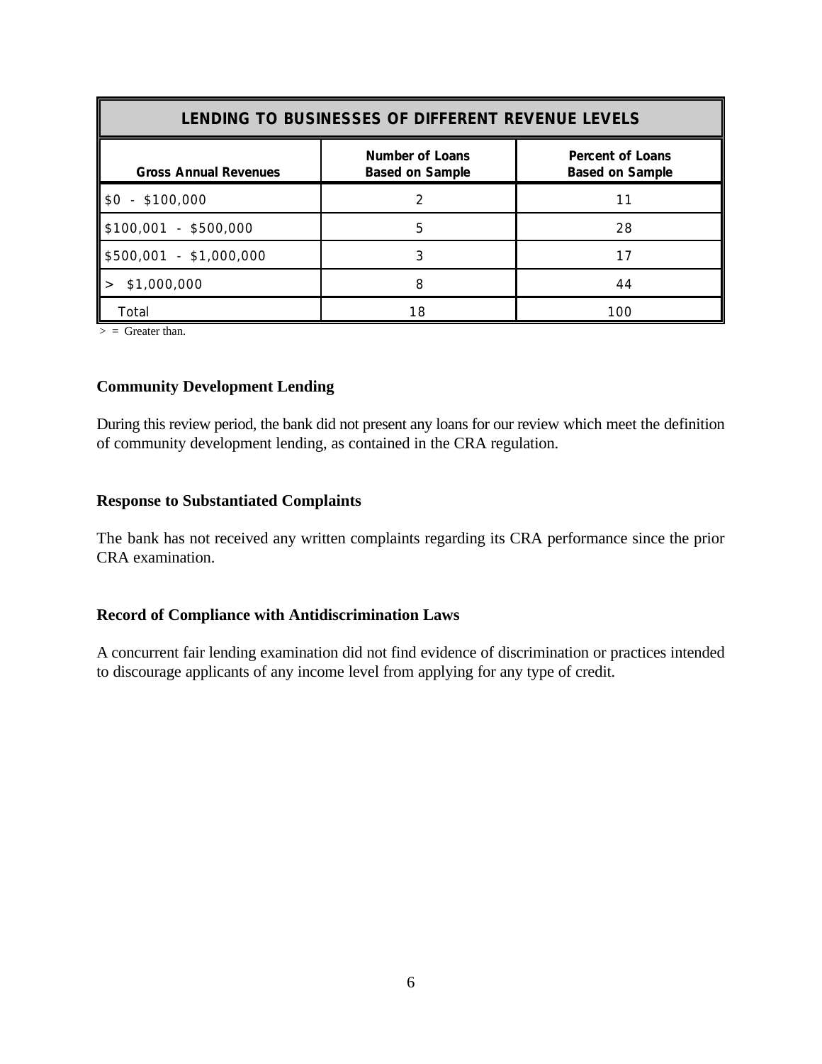| LENDING TO BUSINESSES OF DIFFERENT REVENUE LEVELS | | |
|---|---|---|
| **Gross Annual Revenues** | **Number of Loans Based on Sample** | **Percent of Loans Based on Sample** |
| $0 - $100,000 | 2 | 11 |
| $100,001 - $500,000 | 5 | 28 |
| $500,001 - $1,000,000 | 3 | 17 |
| > $1,000,000 | 8 | 44 |
| Total | 18 | 100 |

> = Greater than.

**Community Development Lending**

During this review period, the bank did not present any loans for our review which meet the definition of community development lending, as contained in the CRA regulation.

**Response to Substantiated Complaints**

The bank has not received any written complaints regarding its CRA performance since the prior CRA examination.

**Record of Compliance with Antidiscrimination Laws**

A concurrent fair lending examination did not find evidence of discrimination or practices intended to discourage applicants of any income level from applying for any type of credit.